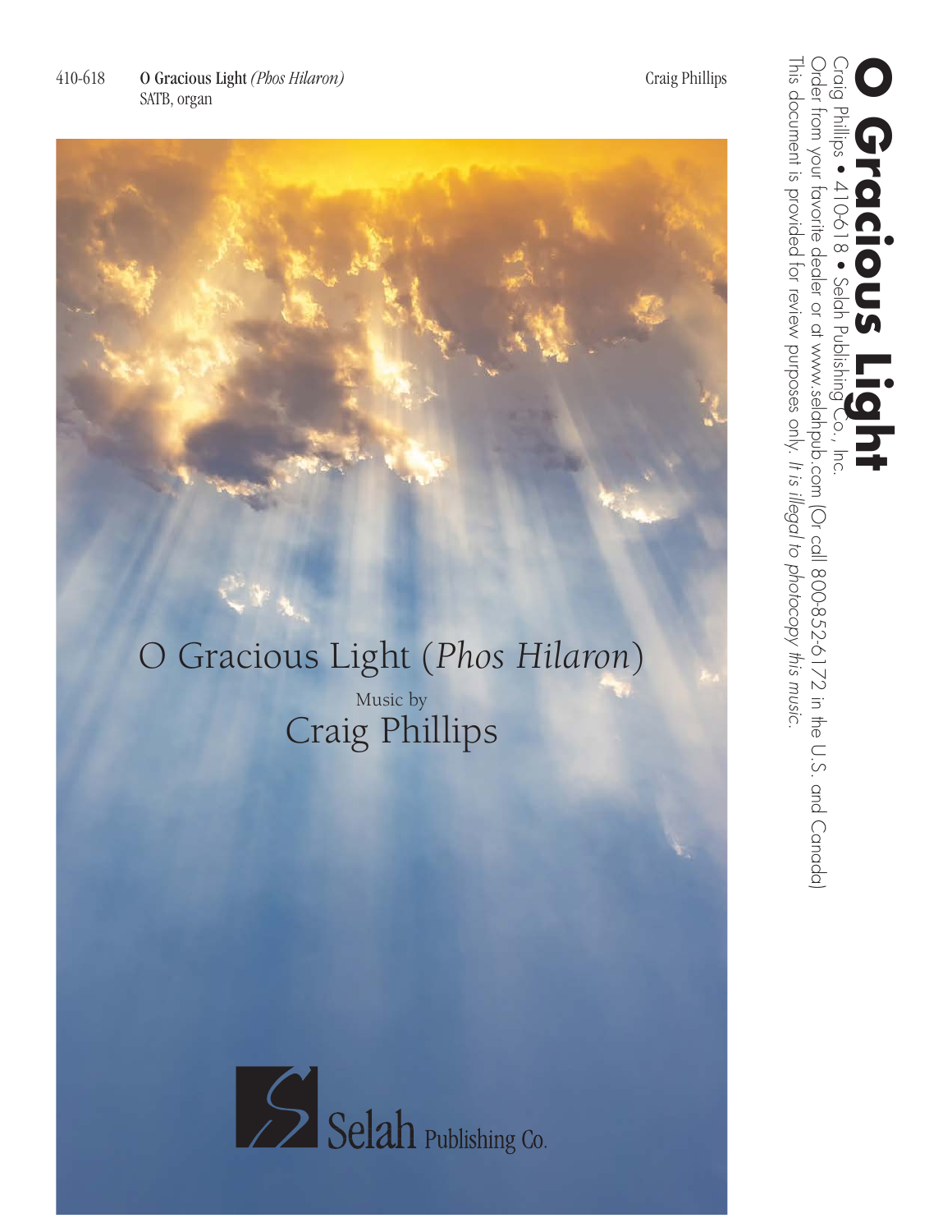410-618 **O Gracious Light** *(Phos Hilaron)* Craig Phillips
SATB, organ

# O Gracious Light (*Phos Hilaron*)

Music by
## Craig Phillips

Selah Publishing Co.

**O Gracious Light**
Craig Phillips • 410-618 • Selah Publishing Co., Inc.
Order from your favorite dealer or at www.selahpub.com (Or call 800-852-6172 in the U.S. and Canada)
This document is provided for review purposes only. *It is illegal to photocopy this music.*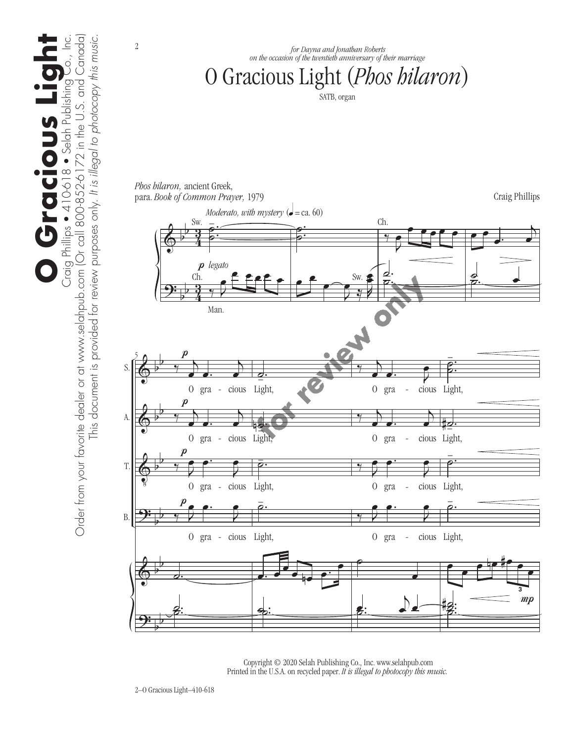*for Dayna and Jonathan Roberts*
*on the occasion of the twentieth anniversary of their marriage*

# O Gracious Light (*Phos hilaron*)

SATB, organ

*Phos hilaron,* ancient Greek,
para. *Book of Common Prayer,* 1979

Craig Phillips

*Moderato, with mystery* (♩ = ca. 60)

O gracious Light, O gracious Light,

Copyright © 2020 Selah Publishing Co., Inc. www.selahpub.com
Printed in the U.S.A. on recycled paper. *It is illegal to photocopy this music.*

2—O Gracious Light—410-618

**O Gracious Light**
Craig Phillips • 410-618 • Selah Publishing Co., Inc.
Order from your favorite dealer or at www.selahpub.com (Or call 800-852-6172 in the U.S. and Canada)
This document is provided for review purposes only. *It is illegal to photocopy this music.*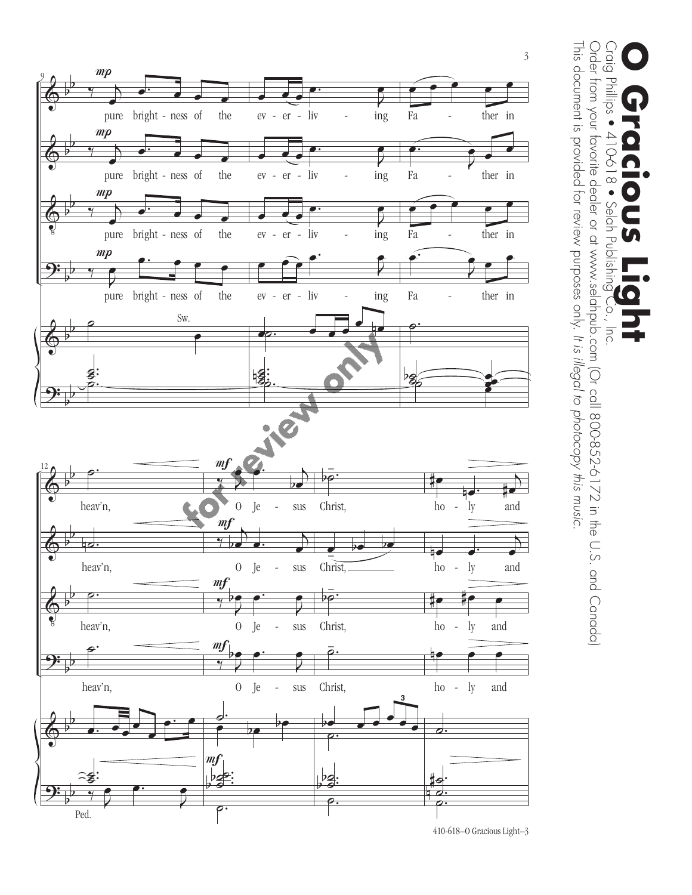# O Gracious Light

Craig Phillips • 410-618 • Selah Publishing Co., Inc.

Order from your favorite dealer or at www.selahpub.com (Or call 800-852-6172 in the U.S. and Canada)

This document is provided for review purposes only. *It is illegal to photocopy this music.*

pure bright - ness of the ev - er - liv - ing Fa - ther in heav'n, O Je - sus Christ, ho - ly and

410-618—O Gracious Light–3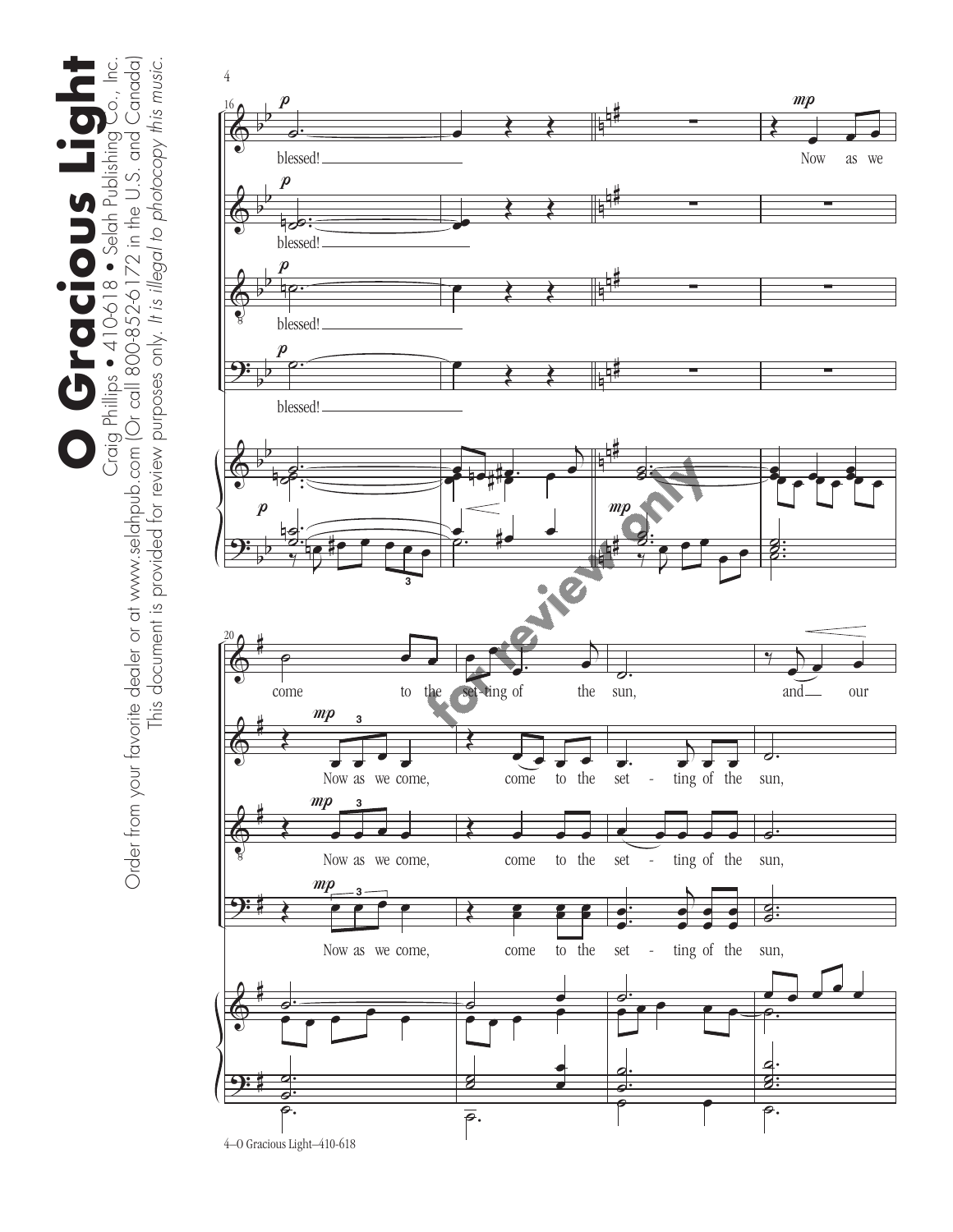# O Gracious Light

Craig Phillips • 410-618 • Selah Publishing Co., Inc.

Order from your favorite dealer or at www.selahpub.com (Or call 800-852-6172 in the U.S. and Canada)

This document is provided for review purposes only. *It is illegal to photocopy this music.*

for review only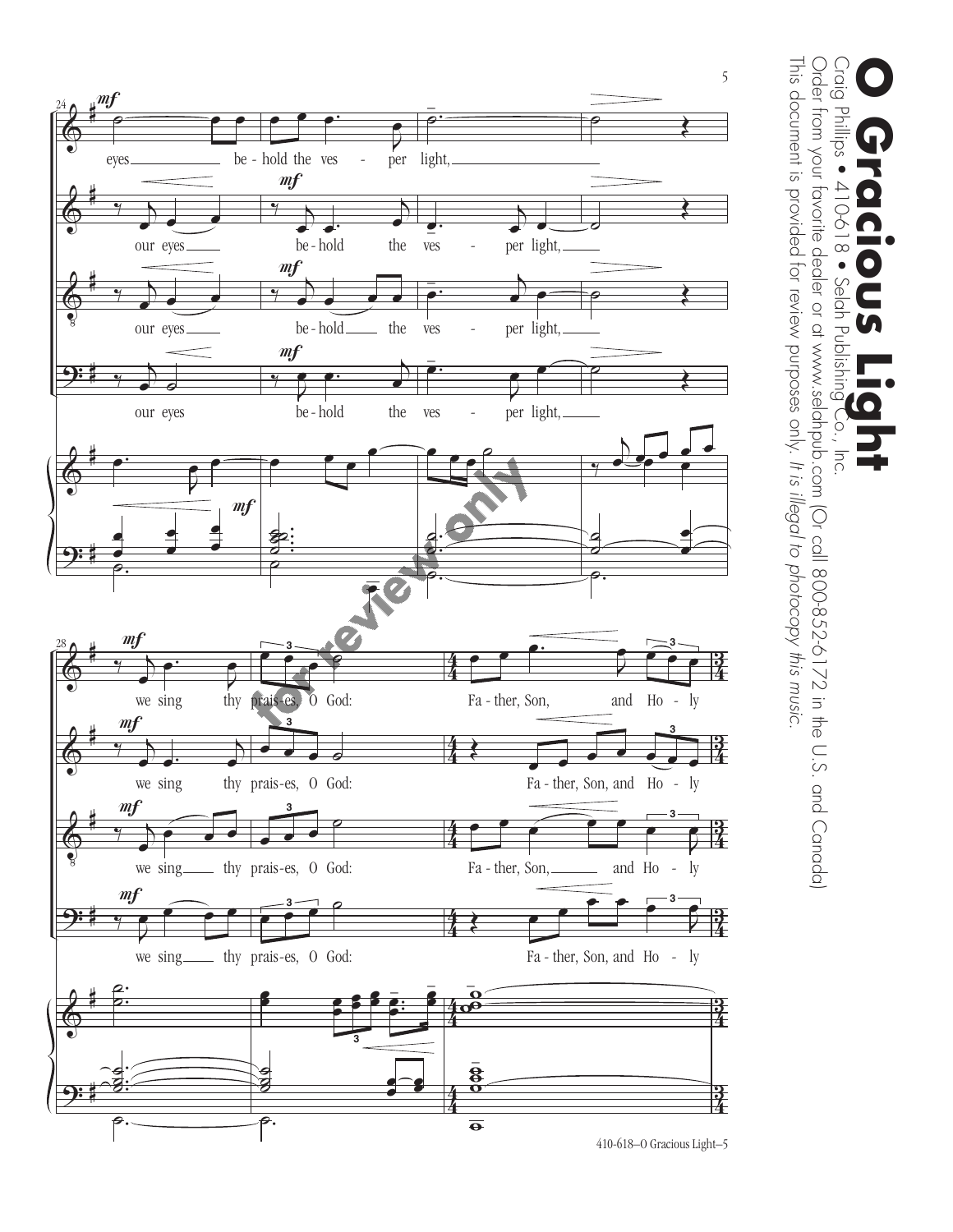# O Gracious Light

Craig Phillips • 410-618 • Selah Publishing Co., Inc.

Order from your favorite dealer or at www.selahpub.com (Or call 800-852-6172 in the U.S. and Canada)

This document is provided for review purposes only. *It is illegal to photocopy this music.*

eyes be-hold the ves - per light,

our eyes be-hold the ves - per light,

our eyes be-hold the ves - per light,

our eyes be-hold the ves - per light,

we sing thy prais-es, O God: Fa - ther, Son, and Ho - ly

we sing thy prais-es, O God: Fa - ther, Son, and Ho - ly

we sing thy prais-es, O God: Fa - ther, Son, and Ho - ly

we sing thy prais-es, O God: Fa - ther, Son, and Ho - ly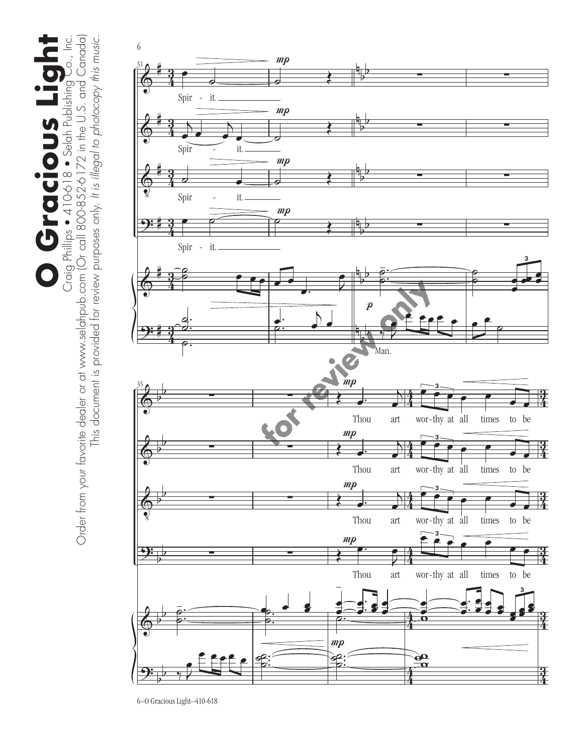# O Gracious Light

Craig Phillips • 410-618 • Selah Publishing Co., Inc.

Order from your favorite dealer or at www.selahpub.com (Or call 800-852-6172 in the U.S. and Canada)

This document is provided for review purposes only. *It is illegal to photocopy this music.*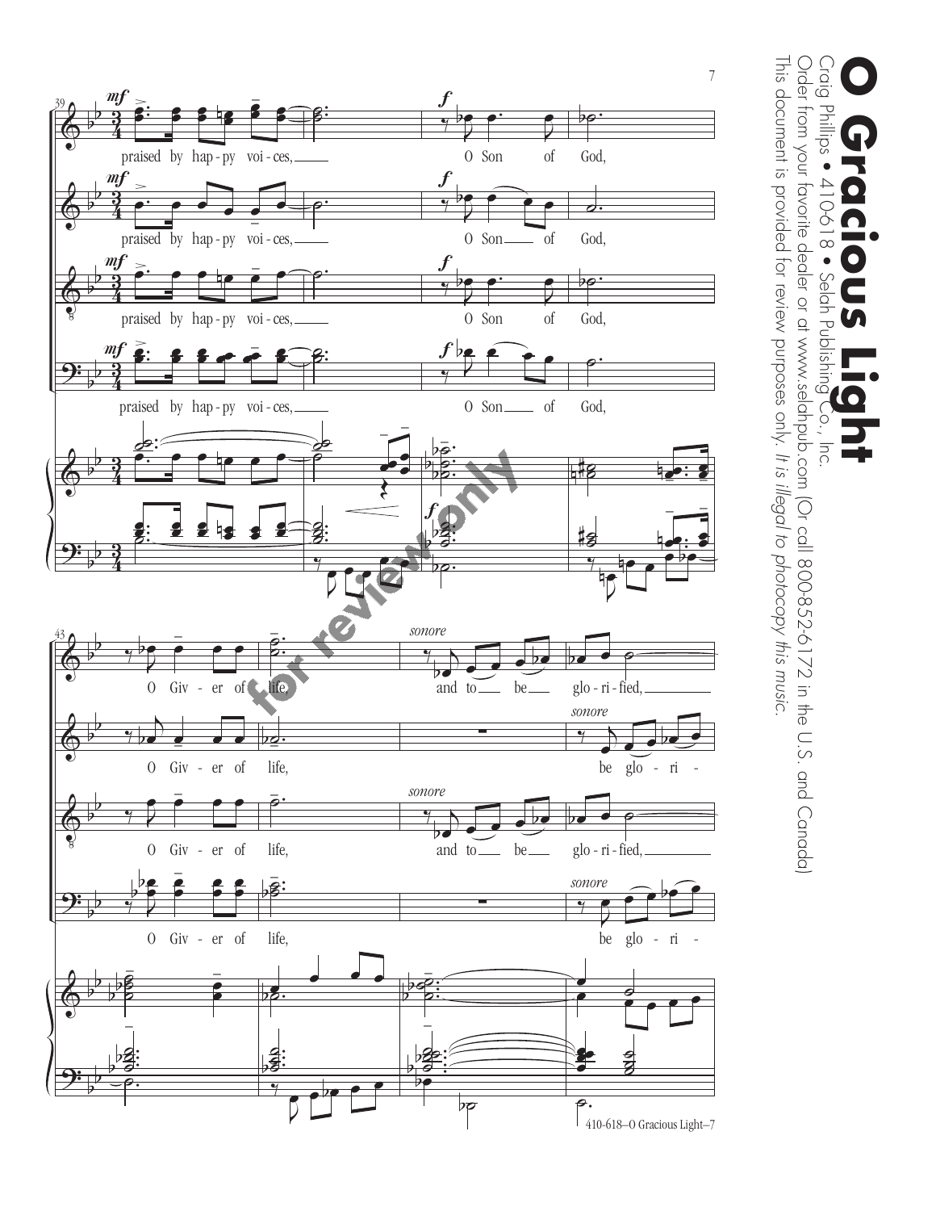# O Gracious Light

Craig Phillips • 410-618 • Selah Publishing Co., Inc.

Order from your favorite dealer or at www.selahpub.com (Or call 800-852-6172 in the U.S. and Canada)

This document is provided for review purposes only. *It is illegal to photocopy this music.*

praised by hap - py voi - ces, O Son of God,

praised by hap - py voi - ces, O Son of God,

praised by hap - py voi - ces, O Son of God,

praised by hap - py voi - ces, O Son of God,

O Giv - er of life, and to be glo - ri - fied,

O Giv - er of life, be glo - ri -

O Giv - er of life, and to be glo - ri - fied,

O Giv - er of life, be glo - ri -

*sonore*

for review only

410-618—O Gracious Light—7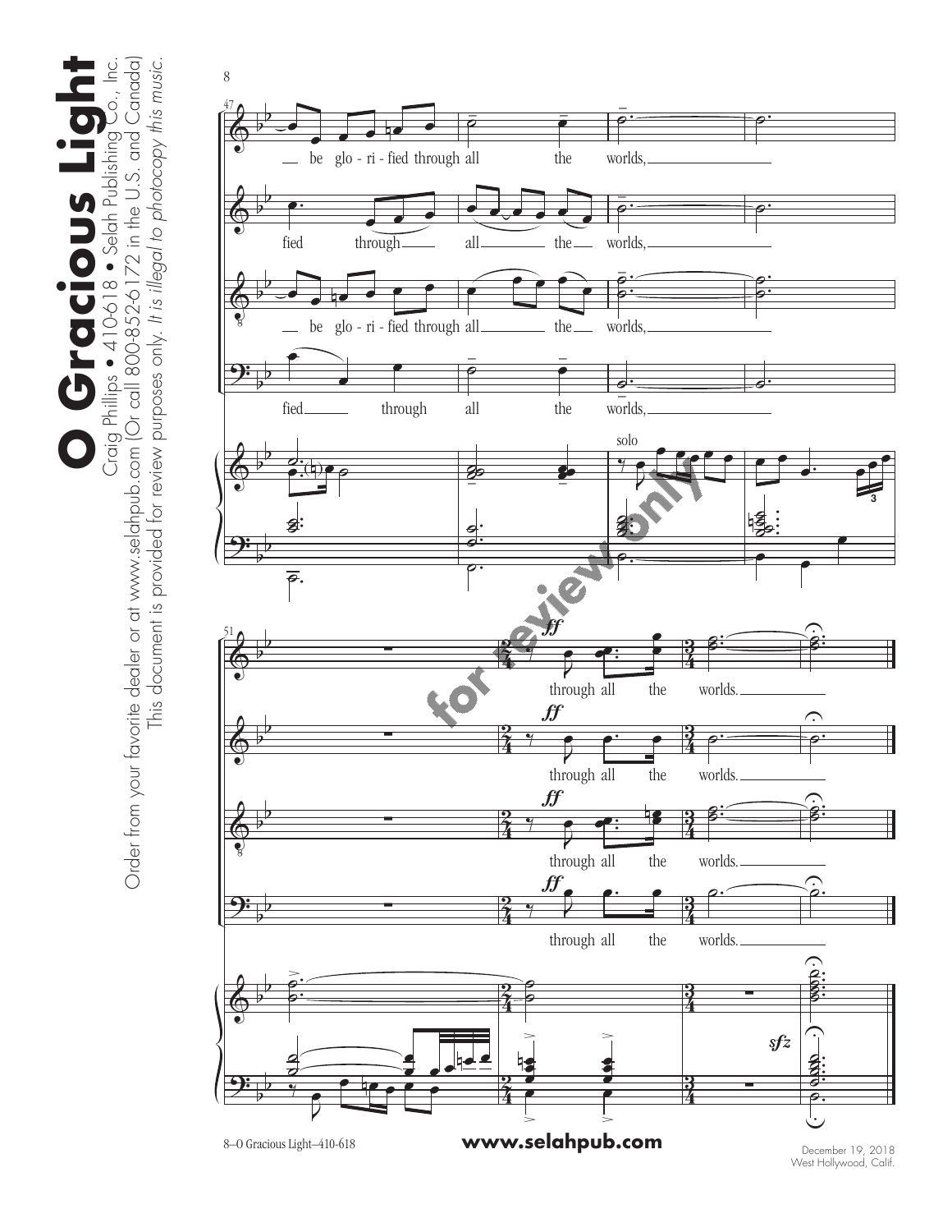**O Gracious Light**

Craig Phillips • 410-618 • Selah Publishing Co., Inc.

Order from your favorite dealer or at www.selahpub.com (Or call 800-852-6172 in the U.S. and Canada)

This document is provided for review purposes only. *It is illegal to photocopy this music.*

be glo - ri - fied through all the worlds,

fied through all the worlds,

be glo - ri - fied through all the worlds,

fied through all the worlds,

solo

through all the worlds.

through all the worlds.

through all the worlds.

through all the worlds.

www.selahpub.com

December 19, 2018
West Hollywood, Calif.